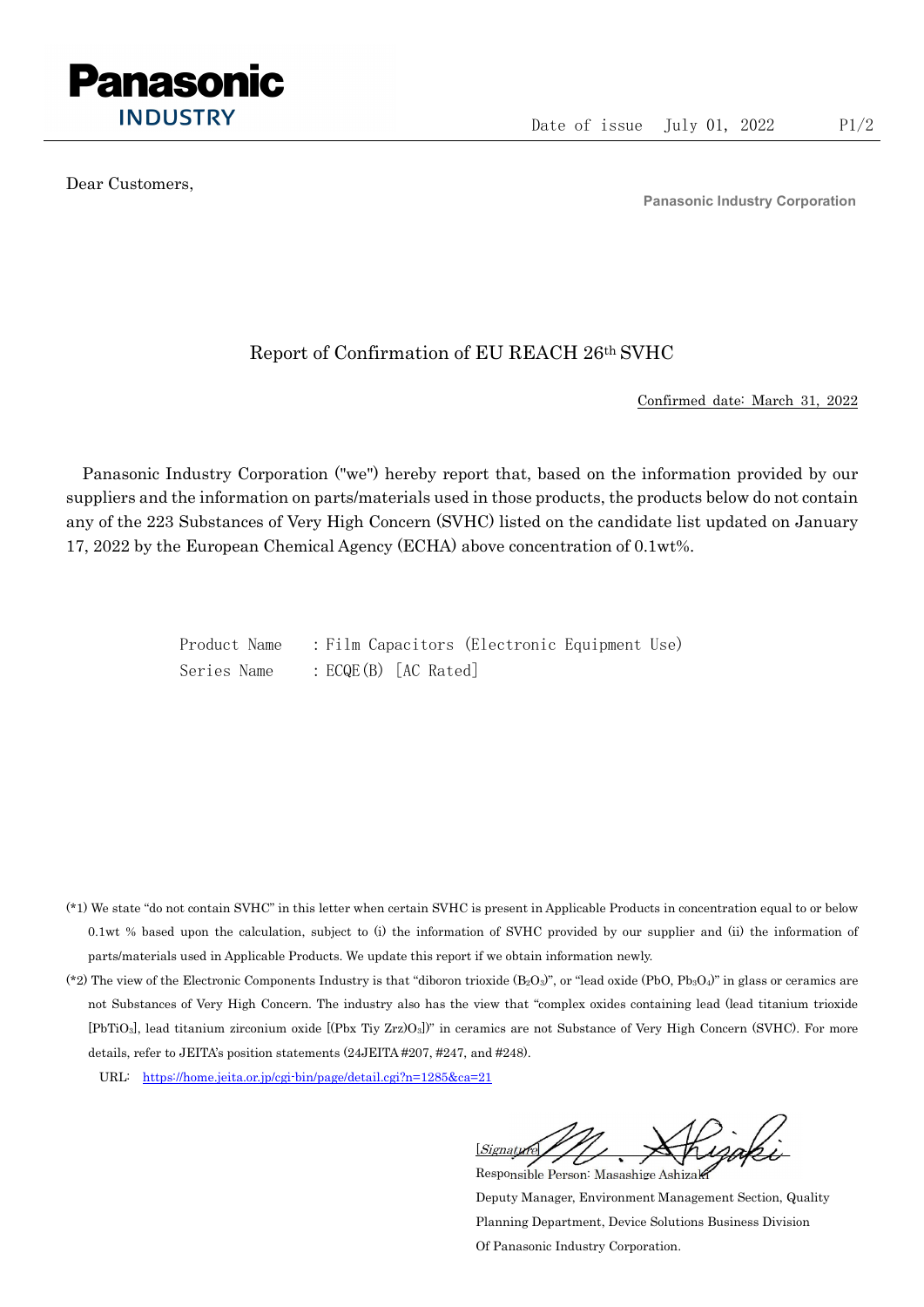Panasonic
INDUSTRY

Date of issue July 01, 2022

Dear Customers,

**Panasonic Industry Corporation**

# Report of Confirmation of EU REACH 26th SVHC

Confirmed date: March 31, 2022

Panasonic Industry Corporation ("we") hereby report that, based on the information provided by our suppliers and the information on parts/materials used in those products, the products below do not contain any of the 223 Substances of Very High Concern (SVHC) listed on the candidate list updated on January 17, 2022 by the European Chemical Agency (ECHA) above concentration of 0.1wt%.

Product Name : Film Capacitors (Electronic Equipment Use)
Series Name : ECQE(B) [AC Rated]

(*1) We state "do not contain SVHC" in this letter when certain SVHC is present in Applicable Products in concentration equal to or below 0.1wt % based upon the calculation, subject to (i) the information of SVHC provided by our supplier and (ii) the information of parts/materials used in Applicable Products. We update this report if we obtain information newly.

(*2) The view of the Electronic Components Industry is that "diboron trioxide ($B_2O_3$)", or "lead oxide (PbO, $Pb_3O_4$)" in glass or ceramics are not Substances of Very High Concern. The industry also has the view that "complex oxides containing lead (lead titanium trioxide [$PbTiO_3$], lead titanium zirconium oxide [(Pbx Tiy Zrz)$O_3$])" in ceramics are not Substance of Very High Concern (SVHC). For more details, refer to JEITA's position statements (24JEITA #207, #247, and #248).

URL: https://home.jeita.or.jp/cgi-bin/page/detail.cgi?n=1285&ca=21

[Signature]
Responsible Person: Masashige Ashizaki
Deputy Manager, Environment Management Section, Quality Planning Department, Device Solutions Business Division
Of Panasonic Industry Corporation.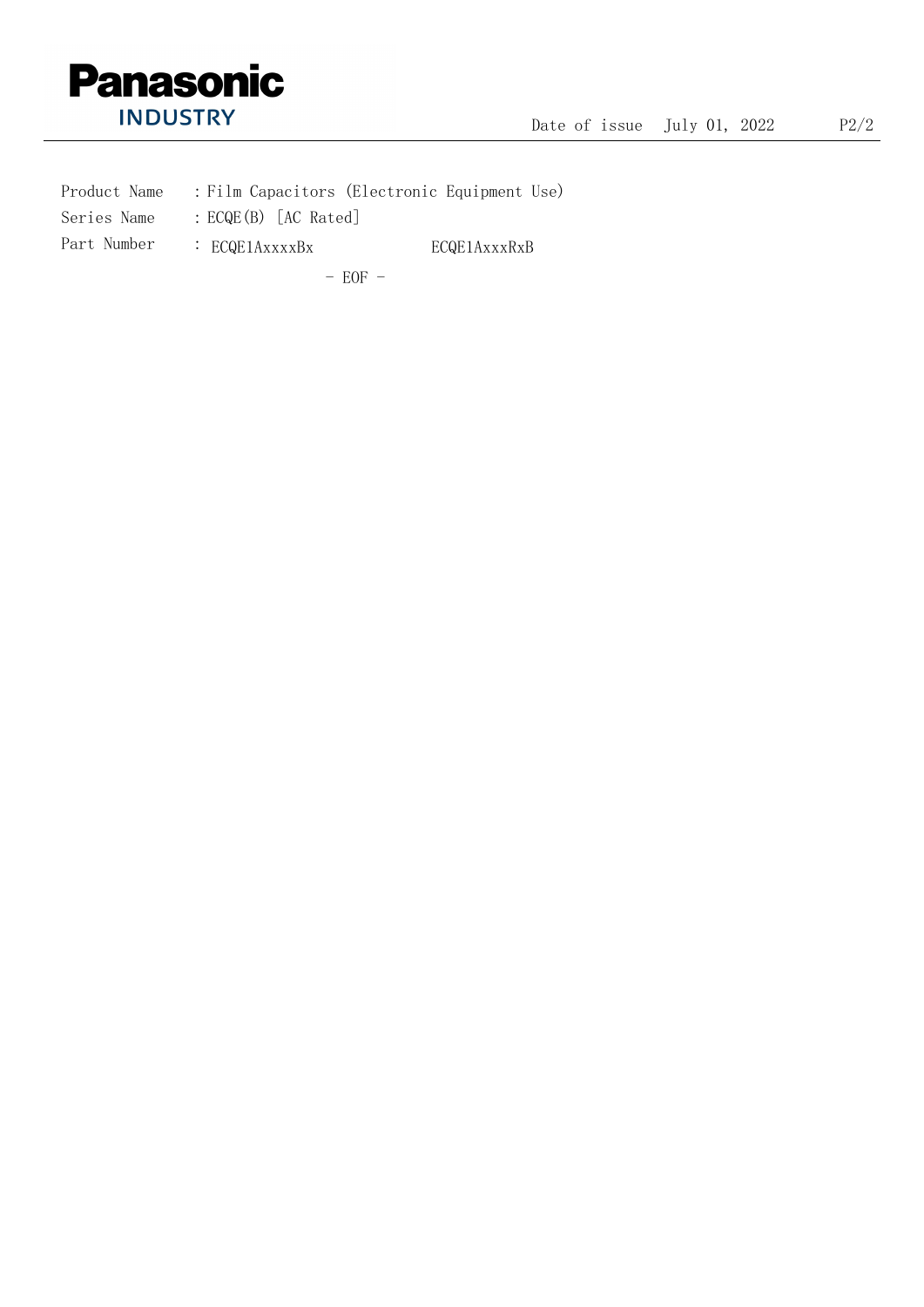Product Name : Film Capacitors (Electronic Equipment Use)

Series Name : ECQE(B) [AC Rated]

Part Number : ECQE1AxxxxBx ECQE1AxxxRxB

- EOF -